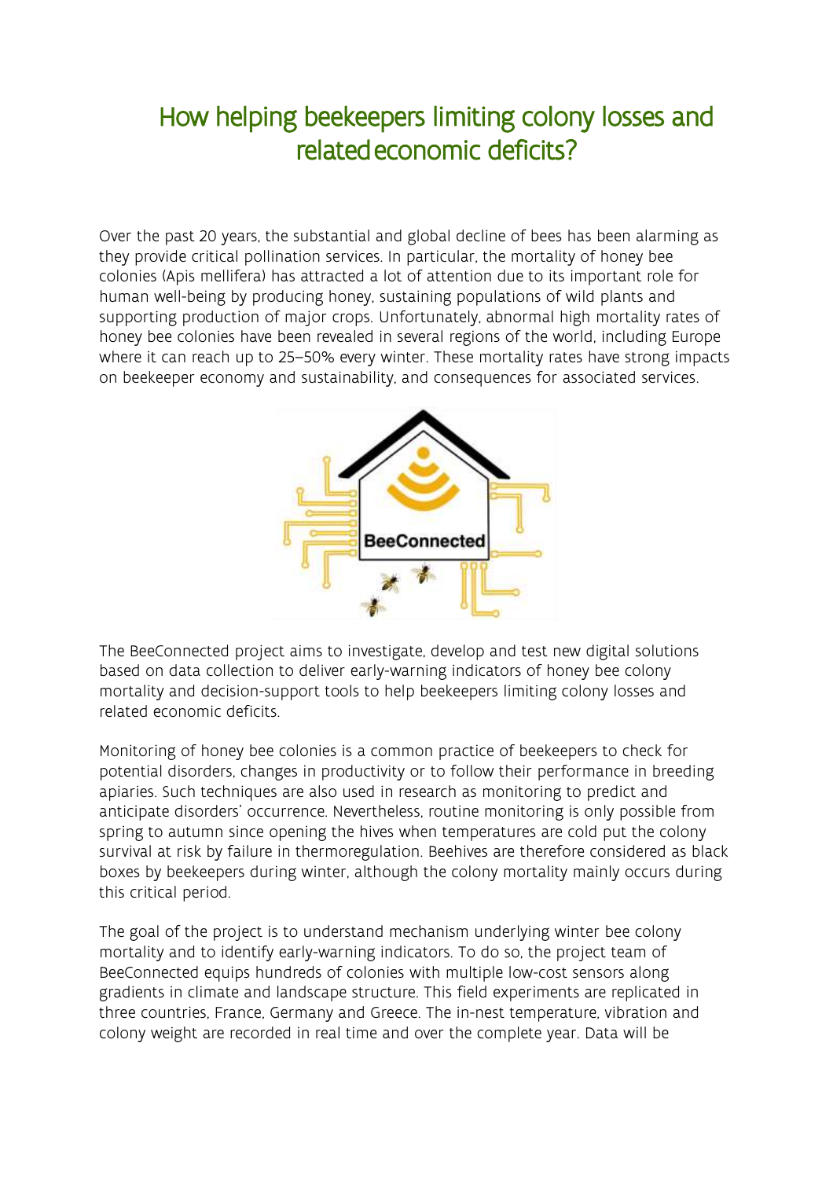# How helping beekeepers limiting colony losses and related economic deficits?

Over the past 20 years, the substantial and global decline of bees has been alarming as they provide critical pollination services. In particular, the mortality of honey bee colonies (Apis mellifera) has attracted a lot of attention due to its important role for human well-being by producing honey, sustaining populations of wild plants and supporting production of major crops. Unfortunately, abnormal high mortality rates of honey bee colonies have been revealed in several regions of the world, including Europe where it can reach up to 25–50% every winter. These mortality rates have strong impacts on beekeeper economy and sustainability, and consequences for associated services.

The BeeConnected project aims to investigate, develop and test new digital solutions based on data collection to deliver early-warning indicators of honey bee colony mortality and decision-support tools to help beekeepers limiting colony losses and related economic deficits.

Monitoring of honey bee colonies is a common practice of beekeepers to check for potential disorders, changes in productivity or to follow their performance in breeding apiaries. Such techniques are also used in research as monitoring to predict and anticipate disorders' occurrence. Nevertheless, routine monitoring is only possible from spring to autumn since opening the hives when temperatures are cold put the colony survival at risk by failure in thermoregulation. Beehives are therefore considered as black boxes by beekeepers during winter, although the colony mortality mainly occurs during this critical period.

The goal of the project is to understand mechanism underlying winter bee colony mortality and to identify early-warning indicators. To do so, the project team of BeeConnected equips hundreds of colonies with multiple low-cost sensors along gradients in climate and landscape structure. This field experiments are replicated in three countries, France, Germany and Greece. The in-nest temperature, vibration and colony weight are recorded in real time and over the complete year. Data will be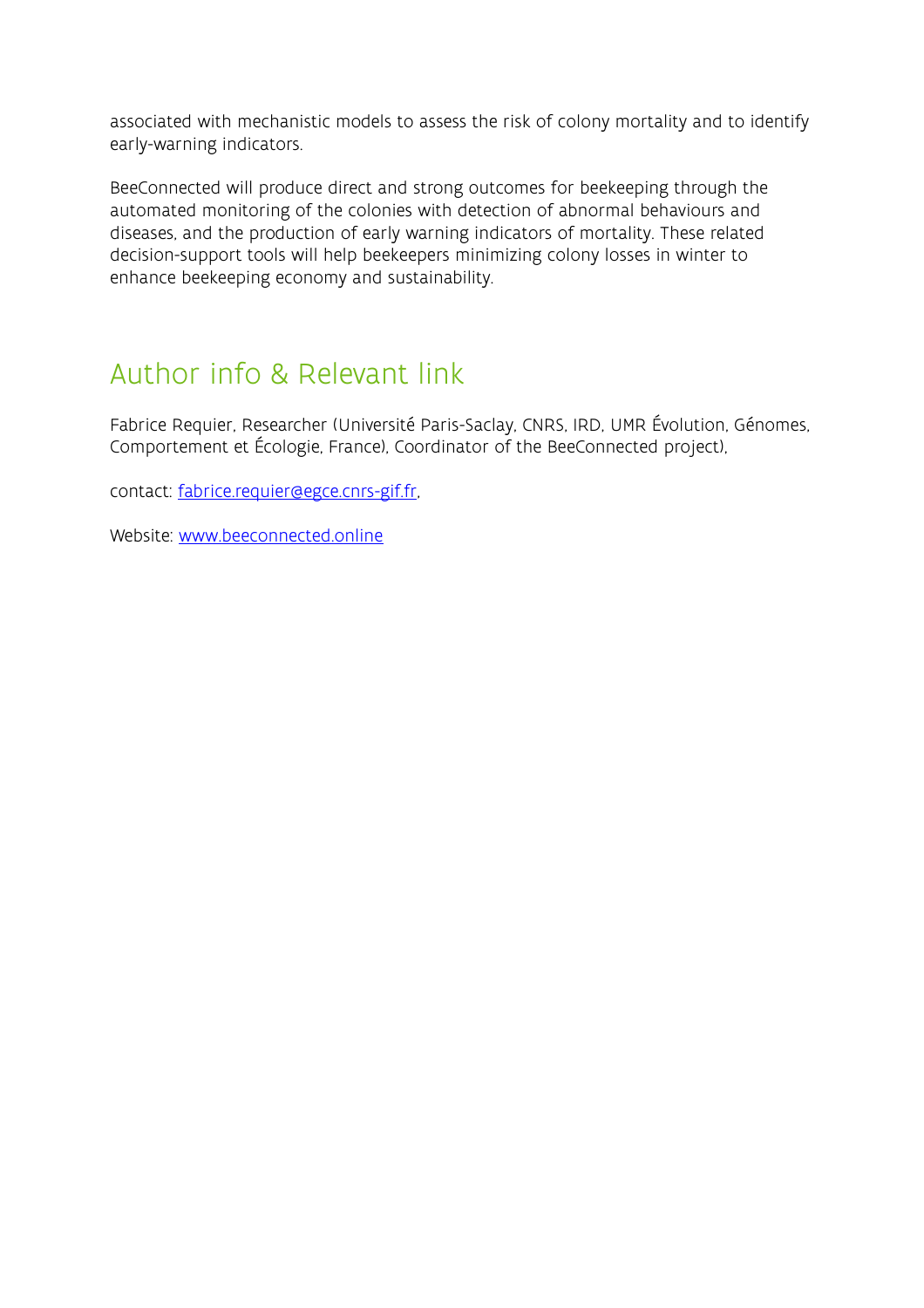associated with mechanistic models to assess the risk of colony mortality and to identify early-warning indicators.

BeeConnected will produce direct and strong outcomes for beekeeping through the automated monitoring of the colonies with detection of abnormal behaviours and diseases, and the production of early warning indicators of mortality. These related decision-support tools will help beekeepers minimizing colony losses in winter to enhance beekeeping economy and sustainability.

## Author info & Relevant link

Fabrice Requier, Researcher (Université Paris-Saclay, CNRS, IRD, UMR Évolution, Génomes, Comportement et Écologie, France), Coordinator of the BeeConnected project),

contact: [fabrice.requier@egce.cnrs-gif.fr](mailto:fabrice.requier@egce.cnrs-gif.fr),

Website: [www.beeconnected.online](http://www.beeconnected.online)